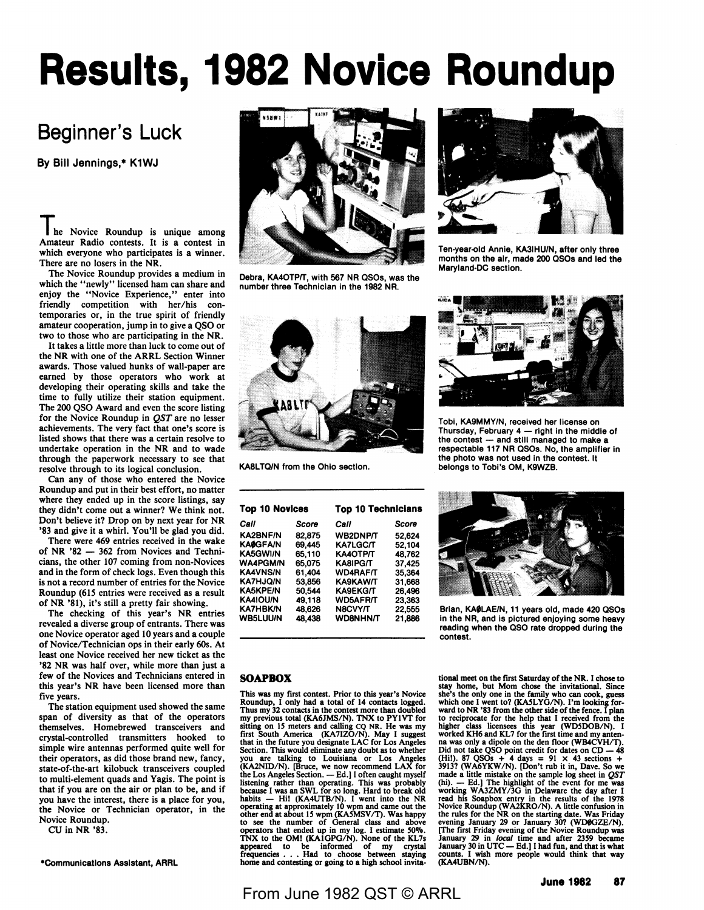# Results, 1982 Novice Roundup

## Beginner's Luck

**By Bill Jennings,* K1WJ**

The Novice Roundup is unique among Amateur Radio contests. It is a contest in which everyone who participates is a winner. There are no losers in the NR.

The Novice Roundup provides a medium in which the "newly" licensed ham can share and enjoy the "Novice Experience," enter into friendly competition with her/his contemporaries or, in the true spirit of friendly amateur cooperation, jump in to give a QSO or two to those who are participating in the NR.

It takes a little more than luck to come out of the NR with one of the ARRL Section Winner awards. Those valued hunks of wall-paper are earned by those operators who work at developing their operating skills and take the time to fully utilize their station equipment. The 200 QSO Award and even the score listing for the Novice Roundup in *QST* are no lesser achievements. The very fact that one's score is listed shows that there was a certain resolve to undertake operation in the NR and to wade through the paperwork necessary to see that resolve through to its logical conclusion.

Can any of those who entered the Novice Roundup and put in their best effort, no matter where they ended up in the score listings, say they didn't come out a winner? We think not. Don't believe it? Drop on by next year for NR '83 and give it a whirl. You'll be glad you did.

There were 469 entries received in the wake of NR '82 — 362 from Novices and Technicians, the other 107 coming from non-Novices and in the form of check logs. Even though this is not a record number of entries for the Novice Roundup (615 entries were received as a result of NR '81), it's still a pretty fair showing.

The checking of this year's NR entries revealed a diverse group of entrants. There was one Novice operator aged 10 years and a couple of Novice/Technician ops in their early 60s. At least one Novice received her new ticket as the '82 NR was half over, while more than just a few of the Novices and Technicians entered in this year's NR have been licensed more than five years.

The station equipment used showed the same span of diversity as that of the operators themselves. Homebrewed transceivers and crystal-controlled transmitters hooked to simple wire antennas performed quite well for their operators, as did those brand new, fancy, state-of-the-art kilobuck transceivers coupled to multi-element quads and Yagis. The point is that if you are on the air or plan to be, and if you have the interest, there is a place for you, the Novice or Technician operator, in the Novice Roundup.

CU in NR '83.

*Communications Assistant, ARRL

Debra, KA4OTP/T, with 567 NR QSOs, was the number three Technician in the 1982 NR.

Ten-year-old Annie, KA3IHU/N, after only three months on the air, made 200 QSOs and led the Maryland-DC section.

KA8LTQ/N from the Ohio section.

Tobi, KA9MMY/N, received her license on Thursday, February 4 — right in the middle of the contest — and still managed to make a respectable 117 NR QSOs. No, the amplifier in the photo was not used in the contest. It belongs to Tobi's OM, K9WZB.

Brian, KAØLAE/N, 11 years old, made 420 QSOs in the NR, and is pictured enjoying some heavy reading when the QSO rate dropped during the contest.

| Top 10 Novices | | Top 10 Technicians | |
|---|---|---|---|
| *Call* | *Score* | *Call* | *Score* |
| KA2BNF/N | 82,875 | WB2DNP/T | 52,624 |
| KAØGFA/N | 69,445 | KA7LGC/T | 52,104 |
| KA5GWI/N | 65,110 | KA4OTP/T | 48,762 |
| WA4PGM/N | 65,075 | KA8IPG/T | 37,425 |
| KA4VNS/N | 61,404 | WD4RAF/T | 35,364 |
| KA7HJQ/N | 53,856 | KA9KAW/T | 31,668 |
| KA5KPE/N | 50,544 | KA9EKG/T | 26,496 |
| KA4IOU/N | 49,118 | WD5AFR/T | 23,363 |
| KA7HBK/N | 48,626 | N8CVY/T | 22,555 |
| WB5LUU/N | 48,438 | WD8NHN/T | 21,886 |

## SOAPBOX

This was my first contest. Prior to this year's Novice Roundup, I only had a total of 14 contacts logged. Thus my 32 contacts in the contest more than doubled my previous total (KA6JMS/N). TNX to PY1VT for sitting on 15 meters and calling CQ NR. He was my first South America (KA7IZO/N). May I suggest that in the future you designate LAC for Los Angeles Section. This would eliminate any doubt as to whether you are talking to Louisiana or Los Angeles (KA2NID/N). [Bruce, we now recommend LAX for the Los Angeles Section. — Ed.] I often caught myself listening rather than operating. This was probably because I was an SWL for so long. Hard to break old habits — Hi! (KA4UTB/N). I went into the NR operating at approximately 10 wpm and came out the other end at about 15 wpm (KA5MSV/T). Was happy to see the number of General class and above operators that ended up in my log. I estimate 50%. TNX to the OM! (KA1GPG/N). None of the KL7s appeared to be informed of my crystal frequencies . . . Had to choose between staying home and contesting or going to a high school invitational meet on the first Saturday of the NR. I chose to stay home, but Mom chose the invitational. Since she's the only one in the family who can cook, guess which one I went to? (KA5LYG/N). I'm looking forward to NR '83 from the other side of the fence. I plan to reciprocate for the help that I received from the higher class licensees this year (WD5DOB/N). I worked KH6 and KL7 for the first time and my antenna was only a dipole on the den floor (WB4CVH/T). Did not take QSO point credit for dates on CD — 48 (Hi!). 87 QSOs + 4 days = 91 × 43 sections + 3913? (WA6YKW/N). [Don't rub it in, Dave. So we made a little mistake on the sample log sheet in *QST* (hi). — Ed.] The highlight of the event for me was working WA3ZMY/3G in Delaware the day after I read his Soapbox entry in the results of the 1978 Novice Roundup (WA2KRO/N). A little confusion in the rules for the NR on the starting date. Was Friday evening January 29 or January 30? (WDØGZE/N). [The first Friday evening of the Novice Roundup was January 29 in *local* time and after 2359 became January 30 in UTC — Ed.] I had fun, and that is what counts. I wish more people would think that way (KA4UBN/N).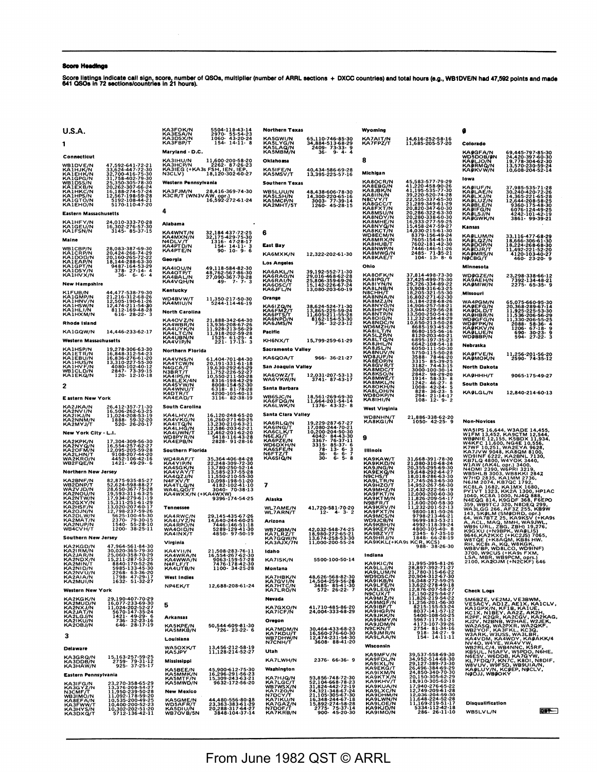**Score Headings**

**Score listings indicate call sign, score, number of QSOs, multiplier (number of ARRL sections + DXCC countries) and total hours (e.g., WB1DVE/N had 47,592 points and made 641 QSOs in 72 sections/countries in 21 hours).**

## U.S.A.

### 1

**Connecticut**

WB1DVE/N 47,592-641-72-21
KA1HJK/N 33,624-447-72-30
KA1EHK/N 32,700-416-75-30
KA1GPG/N 31,758-402-79-30
WB1DSS/N 25,350-305-78-30
KA1EXB/N 20,262-307-66-24
KA1HKC/N 16,188-274-57-24
KA1HPS/N 12,567-198-59-28
KA1GTO/N 5192-108-44-21
KA1EHO/N 5170-110-47-20

**Eastern Massachusetts**

KA1HFY/N 24,010-333-70-28
KA1GEU/N 16,302-276-57-30
KA1FSN/N 3145- 85-37-15

**Maine**

WB1CBP/N 28,083-387-69-30
KA1CRP/N 20,424-266-74-29
KA1DOD/N 20,160-265-72-22
KA1EAP/N 18,144-288-63-30
KA1GPT/N 9487-164-53-29
KA1DSY/N 378- 27-14- 4
KA1HVX/N 36- 6- 6- 4

**New Hampshire**

K1FUB/N 44,477-538-79-30
KA1GMP/N 21,216-312-68-26
KA1HNV/N 12,505-190-61-26
KA1HSW/N 12,474-211-54-30
KA1HLI/N 8112-169-48-28
KA1HXM/N 616- 28-22- 3

**Rhode Island**

KA1GQW/N 14,446-233-62-17

**Western Massachusetts**

KA1HSP/N 19,278-306-63-30
KA1ETR/N 16,848-312-54-23
KA1EBU/N 16,836-276-61-20
KA1HUS/N 13,310-227-55-30
KA1HVF/N 4080-102-40-12
WB1CLD/N 2847- 73-39-15
KA1EKQ/N 120- 12-10-18

### 2

**Eastern New York**

KA2JKA/N 26,412-357-71-30
KA2NVI/N 16,506-262-63-25
KA2IKJ/N 11,024-208-53-13
KA2NNM/N 1888- 59-32-20
KA2MYJ/T 520- 26-20-17

**New York City - L.I.**

KA2KPK/N 17,304-309-56-30
KA2NYG/N 16,554-257-62-27
KA2OFM/N 12,095-205-59-28
KA2LHN/T 9108-207-44-20
WA2KRO/N 4452-106-42-16
WB2FQE/N 1421- 49-29- 6

**Northern New Jersey**

KA2BNF/N 82,875-935-85-27
WB2DNP/T 52,624-598-88-27
WA2VDJ/N 28,650-367-75-28
KA2NOU/N 19,593-311-63-25
KA2NTW/N 17,934-279-61-19
KA2GXY/N 15,311-251-61-29
KA2HSF/N 13,020-207-60-17
KA2OJN/N 12,798-237-59-26
KA2DLW/N 5625-100-45-30
KA2MAT/N 2370- 79-30-15
KA2NUP/N 1540- 55-28-10
WB4CVH/T 1200- 38-25-11

**Southern New Jersey**

KA2KGD/N 47,964-561-84-30
KA2IRM/N 30,020-365-79-30
KA2JAR/N 25,060-358-70-29
KA2NDX/N 15,211-287-53-25
KA2MIN/T 8840-170-52-26
KA2LTD/N 5985-133-45-30
KA2NVU/N 2268- 63-36-20
KA2AIA/N 1798- 47-29-17
KA2MUI/N 1632- 51-32-27

**Western New York**

KA2KGK/N 29,190-407-70-29
KA2MUD/N 16,077-233-69-30
KA2NXJ/N 11,024-202-52-27
KA2JAT/N 5670-147-35-24
KA2LGJ/N 1421- 49-29- 6
KA2IKU/N 736- 32-23-16
KA2OBJ/N 646- 28-17-19

### 3

**Delaware**

KA3GRQ/N 15,163-257-59-25
KA3DDB/N 2759- 79-31-12
KA3HAW/N 925- 37-25-17

**Eastern Pennsylvania**

KA3IFG/N 23,270-358-65-29
KA3GYZ/N 13,376-209-54-27
N3EMF/T 11,950-239-50-28
WB3IMO/N 11,092-178-59-20
KA3EFA/N 10,535-200-49-25
KA3FWW/T 10,400-200-52-23
KA3HYS/N 10,302-202-51-20
KA3DXQ/T 5712-136-42-11
KA3FOK/N 5504-118-43-14
KA3ESA/N 2970- 55-54-23
KA3DSX/N 1060- 43-20-24
KA3FBP/T 154- 14-11- 8

**Maryland - D.C.**

KA3IHU/N 11,600-200-58-20
KA3HCP/N 2262- 87-26-23
KA3IEG (+KA3s FSH, IEN, IEP, N3CLV) 18,120-302-60-27

**Western Pennsylvania**

KA3FJM/N 28,416-369-74-30
K3CR/T (WN3VAW, opr.) 16,592-272-61-24

### 4

**Alabama**

KA4WNT/N 32,184-437-72-25
KA4MXN/N 32,175-429-75-30
N4DLV/T 1316- 47-28-17
KA4PTD/N 154- 14-11- 3
KA4PTE/N 90- 10- 9- 6

**Georgia**

KA4IOU/N 49,118-584-82-30
KA4QTP/T 48,762-567-86-30
KA4BAL/N 27,090-367-70-28
KA4VQH/N 49- 7- 7- 3

**Kentucky**

WD4BVW/T 11,350-217-50-30
KA4MIU/N 5244-114-46-19

**North Carolina**

KA4OVZ/N 21,888-342-64-30
KA4WBR/N 13,936-208-67-26
KA4UYK/N 11,928-213-56-29
KA4LTC/N 11,918-202-59-28
KA4UBN/N 1525- 61-25- 4
KA4VIP/N 221- 17-13- 3

**Northern Florida**

KA4VNS/N 61,404-701-84-30
KA4TCW/N 20,191-331-61-18
N4GCA/T 19,630-292-65-29
N3BRT/T 11,752-226-52-27
KA4IPS/N 10,550-211-50-28
KA8LEX/4N 8316-198-42-29
KA4SYW/N 8008-154-52-30
KA4WNU/T 6318- 81-78-28
K4DTR/T 4200-105-40-13
KA4EAD/T 3116- 82-38-19

**South Carolina**

KA4LHV/N 16,120-248-65-20
KA4VKG/N 16,260-271-60-25
KA4TLQ/N 13,230-210-63-21
KA4LHG/N 12,586-203-62-21
KA4UWN/T 12,462-201-62-20
WD8PYR/N 5418-116-43-28
KA4EPB/N 2828- 91-28-16

**Southern Florida**

WD4RAF/T 35,364-406-84-28
KA4YIP/N 22,248-309-72-30
KA4SGK/N 13,780-250-52-14
KA4VAY/T 13,585-237-55-28
KA4QZJ/N 11,550-210-55-30
N4FXV/T 10,098-198-51-20
KA4TLQ/N 4182-102-41-10
WA4LQO/T 3040- 70-38-13
KA4WXX/N (+KA4WXW) 9396-174-54-25

**Tennessee**

KA4RWC/N 29,145-435-67-26
KA4UYZ/N 14,640-244-60-25
KA4RPO/N 7446-146-51-18
WA4OID/N 5289-129-41-30
KA4INX/T 4850- 97-50-19

**Virginia**

KA4VII/N 21,508-283-76-11
KA4WRA/N 16,554-267-62-30
KA4WWA/N 9063-159-57-28
N4FLF/T 7476-178-42-30
KA4UTB/N 1100- 34-25-28

**West Indies**

NP4EK/T 12,688-208-61-24

### 5

**Arkansas**

KA5KPE/N 50,544-609-81-30
KA5MKB/N 726- 23-22- 6

**Louisiana**

WA5OXK/T 13,456-212-58-19
KA5JPY 11,128-214-52-27

**Mississippi**

KA5BEE/N 45,900-612-75-30
KA5MMK/N 16,296-291-56-23
KA5MTF/N 15,309-243-63-21
KA5MWD/N 9632-172-56-20

**New Mexico**

KA5GME/N 44,480-556-80-18
WD5AFR/T 23,363-383-61-29
KA5DIU/N 20,288-317-64-27
WB7OVB/5N 3848-104-37-14

**Northern Texas**

KA5GWI/N 65,110-746-85-30
KA5LYG/N 34,884-513-68-29
KA5LAQ/N 2409- 73-33- 9
KA5MBM/N 36- 9- 4- 4

**Oklahoma**

KA5IFE/N 40,434-586-69-28
KA5MSV/T 13,395-225-57-16

**Southern Texas**

WB5LUU/N 48,438-606-78-30
KA5LSH/N 14,300-220-65-16
KA5MCP/N 3003- 77-39-14
KA2MHT/5T 1260- 45-28-15

### 6

**East Bay**

KA6MXK/N 12,322-202-61-30

**Los Angeles**

KA6AKL/N 39,192-552-71-30
KA6RAO/N 29,016-468-62-28
KA6RAU/N 25,806-359-69-26
KA6OSC/T 15,142-226-67-24
KA6JFL/N 13,080-203-60-19

**Orange**

KA6IZQ/N 38,624-524-71-30
KA6FMZ/T 13,865-225-59-24
KA6PTS/T 11,605-211-55-28
KA6NPD/N 8162-154-53-30
KA6JMS/N 736- 32-23-12

**Pacific**

KH6NX/T 15,799-259-61-29

**Sacramento Valley**

KA6QOA/T 966- 36-21-27

**San Joaquin Valley**

KA6OWZ/T 12,031-207-53-13
WA6YKW/N 3741- 87-43-17

**Santa Barbara**

WB6SJC/N 18,561-269-69-30
KA6FDG/N 11,664-201-54-14
KA6LWK/N 1376- 43-32- 8

**Santa Clara Valley**

KA6RLQ/N 19,229-287-67-27
KA6ING/T 17,080-244-70-21
KA6CLK/T 10,200-204-50-30
N6EJG/T 4042- 84-43-30
KA6PZE/N 3367- 76-37-11
WD6DXH/N 3315- 85-37- 6
KA6SFE/N 78- 13- 6- 3
N6FTZ/T 36- 6- 6- 7
KA6SIQ/N 30- 6- 5- 8

### 7

**Alaska**

WL7AME/N 41,720-581-70-20
WL7ARN/T 12- 4- 3- 2

**Arizona**

WB7QBM/N 42,032-548-74-25
KA7LRZ/T 18,980-272-65-21
KA7GQW/N 13,674-258-53-30
KA3AJX/7N 11,000-200-55-24

**Idaho**

KA7ISK/N 5500-100-50-14

**Montana**

KA7HBK/N 48,626-568-82-30
KA7OVI/N 14,504-259-56-26
KA7HTC/N 3485- 85-41-30
KA7LRO/N 572- 26-22- 7

**Nevada**

KA7GXO/N 41,710-485-86-20
KA7ICF/N 24,004-333-68-29

**Oregon**

KA7MDM/N 30,464-433-68-23
KA7KDU/T 16,560-276-60-30
WB7DHW/N 12,474-231-54-30
N7CNH/T 3608- 88-41-20

**Utah**

KA7LWH/N 2376- 66-36- 9

**Washington**

KA7HJQ/N 53,856-748-72-30
KA7LGC/T 52,104-668-78-23
WB7WSX/N 31,824-442-72-19
KA7IZO/N 24,321-348-67-24
N7DCY/T 21,105-305-67-30
KA7IKU/N 16,348-244-67-18
KA7GAZ/N 15,892-274-58-28
N7DOF/T 2775- 75-37-14
KA7KRB/N 900- 45-20-30

**Wyoming**

KA7AIT/N 14,616-252-58-16
KA7FPZ/T 11,685-205-57-20

### 8

**Michigan**

KA8OCR/N 45,583-577-79-29
KA8EBG/N 41,220-458-90-26
KA8JBK/N 41,195-535-77-30
KA8IIN/N 39,220-520-74-28
N8CVY/T 22,555-337-65-30
KA8GCC/T 21,289-349-61-29
KA8FXT/N 20,820-347-60-30
KA8MSU/N 20,286-322-63-30
KA8NDY/N 20,280-338-60-30
KA8MHE/N 16,933-277-59-25
KA8NYQ/N 15,458-247-59-27
KA8KCT/N 14,030-215-61-30
WD8ECM/N 8379-156-49-24
KA8MRX/N 7605-154-45-16
KA8HUB/T 7602-181-42-30
KA8NWP/N 7446-146-51-26
KA8MWG/N 2485- 71-35-21
KA8KAE/T 104- 13- 8- 6

**Ohio**

KA8OFK/N 37,814-498-73-30
KA8IPG/T 37,425-499-75-30
KA8IYN/N 29,726-334-89-22
KA8LNB/N 19,908-316-63-25
N8CHH/T 18,205-321-55-30
KA8NNA/N 16,802-271-62-30
KA8MZJ/N 16,184-228-68-26
KA8NYO/N 14,906-257-58-21
KA8HFN/N 13,944-229-56-28
KA8NTP/N 13,500-250-54-28
KA8OIG/N 11,232-234-48-29
KA8NDC/N 10,650-213-50-28
WD6MZH/N 8685-193-45-25
KA8ILT/N 8680-155-56-16
KA8LZP/N 8120-203-40-21
KA8LTQ/N 6895-197-35-23
KA8JHL/N 6642-108-54-18
KA8JSL/N 6050-111-50-30
KA8NUV/N 5750-115-50-28
WD8JUF/N 3588- 78-46-20
KA8EOP/N 3315- 85-39-25
KA8GVR/T 3182- 74-43-15
KA8MDC/T 3000-100-30-14
KA8KSQ/N 2842- 98-29-20
KA8MWE/T 1914- 58-33- 8
KA8MKL/N 1242- 46-27- 8
KA8OKH/N 1008- 42-24- 5
KA8LOH/N 828- 36-23- 5
WD8OKP/N 294- 21-14-17
KA8IHI/N 108- 12- 9- 2

**West Virginia**

WD8NHN/T 21,886-338-62-20
KA8KGI/N 1050- 42-25- 9

### 9

**Illinois**

KA9KAW/T 31,668-391-78-30
KA9KKD/N 21,080-310-68-24
KA9JNG/N 20,355-295-69-30
KA9EXQ/N 19,648-292-64-27
N9CHS/T 18,018-286-63-30
KA9LTR/N 17,745-263-65-30
KA9HZO/T 14,952-267-56-30
KA9MHZ/N 12,432-222-56-19
KA9FKT/N 12,000-200-60-30
KA9KTM/N 11,826-209-54-17
N9BFR/T 11,600-200-58-30
KA9KRV/N 11,232-201-52-13
KA9FXT/N 9800-181-50-26
KA9MCS/N 9798-213-46-21
WD9JCB/N 9699-183-53-21
KA9KBH/N 4992-118-39-24
KA9KEF/N 4800-105-40- 8
KA9BZY/T 2345- 67-35-10
KA9HRA/N 1848- 66-28-19
KA9KKL(+KA9s KCR, KCS) 988- 38-26-30

**Indiana**

KA9KIC/N 31,995-395-81-26
KA9LLJ/N 28,897-392-71-27
KA9LUM/N 21,780-315-66-22
WD9DSC/N 20,904-312-67-30
KA9IKB/N 16,048-272-59-25
KA9LFE/N 13,622-278-49-18
KA9LEG/N 12,876-207-58-27
N9CUX/T 12,150-225-54-27
KA9MIZ/N 11,826-219-54-22
KA9MGF/N 11,256-201-56-30
KA9IBF/T 8215-155-53-24
KA9HGP/N 8037-141-57-12
KA9JKK/N 5400-108-50-25
KA9MMN/N 5967-117-51-21
KA9JDM/N 4173-107-39-26
N9CKN/T 2754- 81-34-16
KA9JMR/N 918- 34-27- 9
KA9LAA/N 154- 14-11-11

**Wisconsin**

KA9MFV/N 39,537-558-69-30
KA9FDL/N 34,952-514-68-30
KA9IXL/N 29,127-389-73-30
KA9EKG/T 26,496-384-69-29
KA9IXM/N 24,850-340-70-30
KA9KTX/N 20,150-305-62-29
KA9KHV/T 18,910-305-62-18
KA9KUA/N 17,940-276-65-22
KA9LXC/N 12,749-209-61-28
KA9DHM/N 12,036-204-59-30
KA9LWN/N 11,648-224-52-28
KA9LOE/N 11,169-219-51-17
KA9KJD/N 5334-112-42-18
KA9IMO/N 286- 26-11-10

### Ø

**Colorado**

KAØGFA/N 69,445-797-85-30
WD5DOB/ØN 24,420-397-60-30
KAØLJO/N 19,778-304-62-30
KAØRMQ/N 13,570-230-59-24
KAØKVW/N 10,608-204-52-14

**Iowa**

KAØIUF/N 37,985-535-71-28
KAØLAE/N 30,240-420-72-26
KAØLXJ/N 14,365-221-65-28
KAØLUZ/N 12,644-208-58-25
KAØBLE/N 9360-175-48-30
KAØIFG/N 6076-124-49-25
KAØLSJ/N 4242-101-42-19
KAØGWK/N 3861- 99-39-21

**Kansas**

KAØLUM/N 33,116-477-68-29
KAØLQZ/N 18,666-306-61-30
KAØOOP/N 18,228-268-68-30
KAØDJR/T 11,492-221-52-20
KAØMRS/N 4120-103-40-27
NØCBG/T 460- 23-20- 9

**Minnesota**

WDØGZE/N 23,298-338-66-12
KA9AEH/N 7392-134-48-21
KAØMIW/N 2275- 65-35- 9

**Missouri**

WA4PGM/N 65,075-660-95-30
KAØEFG/N 20,368-289-67-14
KAØDLD/T 11,925-225-53-30
KAØHBR/N 11,536-206-56-29
WDØFGQ/N 11,330-206-55-25
WDØFPK/N 2088- 58-36- 4
KAØKKV/N 1206- 67-18- 9
KAØLUE/N 690- 30-23- 9
WDØBBP/N 594- 27-22- 3

**Nebraska**

KAØFVE/N 11,256-201-56-20
KAØMOK/N 2590- 74-35-12

**North Dakota**

KAØHHH/T 9065-175-49-27

**South Dakota**

KAØLGL/N 12,840-214-60-13

### Non-Novices

WA5IPS 16,644, W3ADE 14,455, W1FM 13,452, KA9CTM 12,544, WBØNIE 12,155, K5BDX 11,934, W4KFC 11,600, NG4E 10,556, K7WF 10,251, WA2EYA 9628, KA7JVW 9048, KA8QM 8100, WD9INF 6222, KA2BNL 7130, KB7LQ 4800, W4YOK 3440, W1AW (AK4L opr.) 3400, N4DMI 2390, W6PRI 3219, WB5HLB 3003, WB8KKI 2847, W7HO 2835, KA1MM 2736, N6JM 2074, KB7QC 1792, KC8LA 1682, KA1MX 1680, PY1VT 1323, KK2A 1300, HP1AC 1040, KC8A 1000, NJ4Q 888, N4EQG 814, K9GDF 368, F6EPO 359, WB9TCJ 320, N8DEQ 299, WA3LGG 266, AF3Z 255, KB9W 143, SKØLM (SMØDRD, opr.) 64, WA7BTZ 25, KA9KSV (+KA9s A, ACL, MAQ, MMH, WA9JWL, WB9s URL, ZBG, ZBH) 19,276, K9GXU (+N9BPK, WA9LIS) 9646, KA2KXC (+KC2JS) 7065, W8TQE (+K8AQM, KB8s HW, RH, KC8s A, KQ, W8KGK, WB8VBP, WD8LCO, WD9INF) 3700, W9CUS (+KA9s FXM, LSA, MBR, WB9PCM, oprs.) 2100, KA2OJM (+N2CKF) 646

### Check Logs

SM6BZE, VE2MJ, VE3BWM, VE3ACY, AD1Z, AE1X, KA1CLV, KA1GPX/N, KF1B, KA1UE, KC1X, N1BEY, AA2Z, AK2H, K2PF, K2QR, KA2CGV, KA2KAG, KJ2V, N2BNB, W2HAE, W2JEK, WA2ASQ, WA2PXR, WA2QKF, WB2YOF, KA3FKL, KC3Q, W3ARK, W3USS, WA3LBR, KA4VDM, KA4WDY, KAØAKK/4, NV4O, W4YE, WA4VYW, WB2RLC/4, WB4NNC, K5RF, KL7FDQ/7, KN7C, K8OI, N8DIF, W8VUV, W9FSD, WB9UIA/N, KAØLUY/N, KCØEP, NØCLV, NØDJJ, WBØOKY

### Disqualification

WB5LVL/N

From June 1982 QST © ARRL